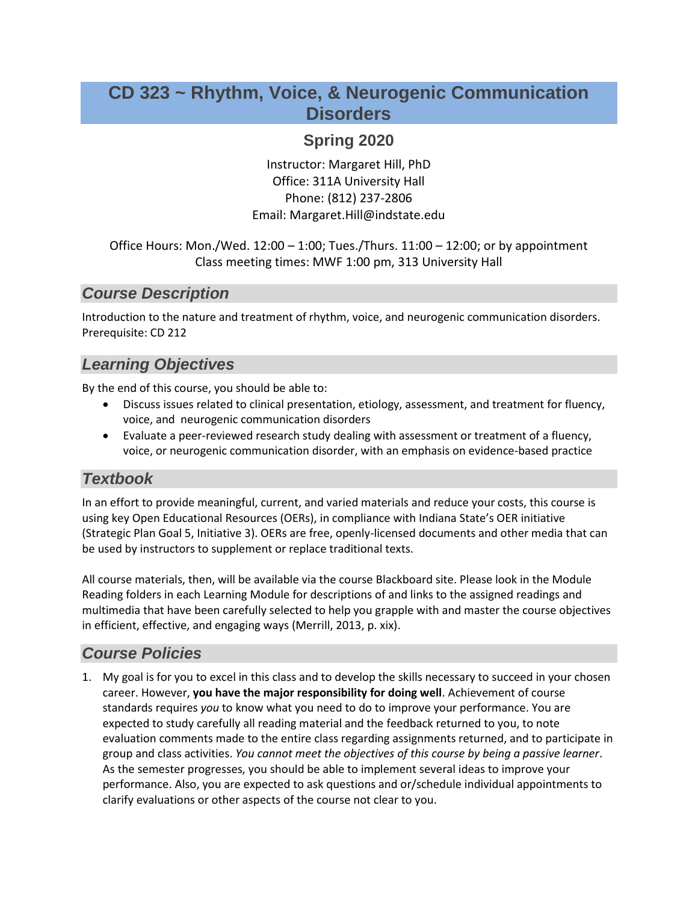# CD 323 ~ Rhythm, Voice, & Neurogenic Communication Disorders

## Spring 2020

Instructor: Margaret Hill, PhD
Office: 311A University Hall
Phone: (812) 237-2806
Email: Margaret.Hill@indstate.edu

Office Hours: Mon./Wed. 12:00 – 1:00; Tues./Thurs. 11:00 – 12:00; or by appointment
Class meeting times: MWF 1:00 pm, 313 University Hall

## *Course Description*

Introduction to the nature and treatment of rhythm, voice, and neurogenic communication disorders. Prerequisite: CD 212

## *Learning Objectives*

By the end of this course, you should be able to:

- Discuss issues related to clinical presentation, etiology, assessment, and treatment for fluency, voice, and neurogenic communication disorders
- Evaluate a peer-reviewed research study dealing with assessment or treatment of a fluency, voice, or neurogenic communication disorder, with an emphasis on evidence-based practice

## *Textbook*

In an effort to provide meaningful, current, and varied materials and reduce your costs, this course is using key Open Educational Resources (OERs), in compliance with Indiana State's OER initiative (Strategic Plan Goal 5, Initiative 3). OERs are free, openly-licensed documents and other media that can be used by instructors to supplement or replace traditional texts.

All course materials, then, will be available via the course Blackboard site. Please look in the Module Reading folders in each Learning Module for descriptions of and links to the assigned readings and multimedia that have been carefully selected to help you grapple with and master the course objectives in efficient, effective, and engaging ways (Merrill, 2013, p. xix).

## *Course Policies*

1. My goal is for you to excel in this class and to develop the skills necessary to succeed in your chosen career. However, **you have the major responsibility for doing well**. Achievement of course standards requires *you* to know what you need to do to improve your performance. You are expected to study carefully all reading material and the feedback returned to you, to note evaluation comments made to the entire class regarding assignments returned, and to participate in group and class activities. *You cannot meet the objectives of this course by being a passive learner*. As the semester progresses, you should be able to implement several ideas to improve your performance. Also, you are expected to ask questions and or/schedule individual appointments to clarify evaluations or other aspects of the course not clear to you.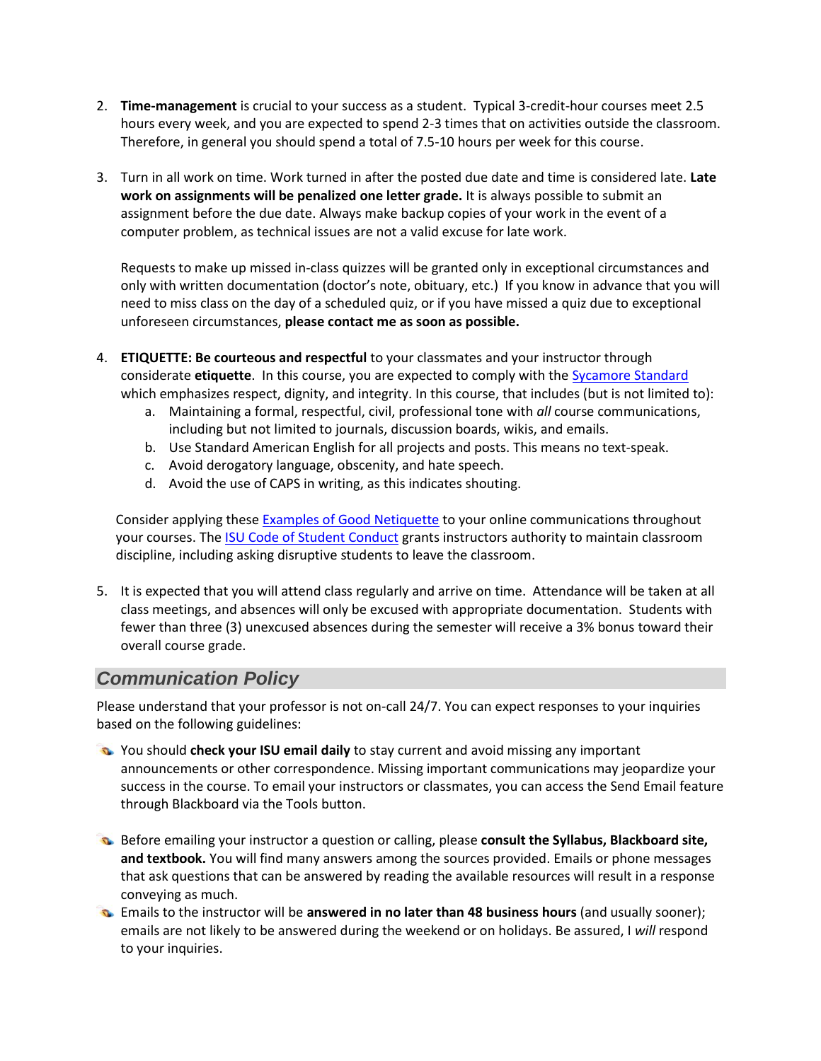2. **Time-management** is crucial to your success as a student. Typical 3-credit-hour courses meet 2.5 hours every week, and you are expected to spend 2-3 times that on activities outside the classroom. Therefore, in general you should spend a total of 7.5-10 hours per week for this course.

3. Turn in all work on time. Work turned in after the posted due date and time is considered late. **Late work on assignments will be penalized one letter grade.** It is always possible to submit an assignment before the due date. Always make backup copies of your work in the event of a computer problem, as technical issues are not a valid excuse for late work.

   Requests to make up missed in-class quizzes will be granted only in exceptional circumstances and only with written documentation (doctor's note, obituary, etc.) If you know in advance that you will need to miss class on the day of a scheduled quiz, or if you have missed a quiz due to exceptional unforeseen circumstances, **please contact me as soon as possible.**

4. **ETIQUETTE: Be courteous and respectful** to your classmates and your instructor through considerate **etiquette**. In this course, you are expected to comply with the Sycamore Standard which emphasizes respect, dignity, and integrity. In this course, that includes (but is not limited to):
   a. Maintaining a formal, respectful, civil, professional tone with *all* course communications, including but not limited to journals, discussion boards, wikis, and emails.
   b. Use Standard American English for all projects and posts. This means no text-speak.
   c. Avoid derogatory language, obscenity, and hate speech.
   d. Avoid the use of CAPS in writing, as this indicates shouting.

   Consider applying these Examples of Good Netiquette to your online communications throughout your courses. The ISU Code of Student Conduct grants instructors authority to maintain classroom discipline, including asking disruptive students to leave the classroom.

5. It is expected that you will attend class regularly and arrive on time. Attendance will be taken at all class meetings, and absences will only be excused with appropriate documentation. Students with fewer than three (3) unexcused absences during the semester will receive a 3% bonus toward their overall course grade.

## Communication Policy

Please understand that your professor is not on-call 24/7. You can expect responses to your inquiries based on the following guidelines:

- You should **check your ISU email daily** to stay current and avoid missing any important announcements or other correspondence. Missing important communications may jeopardize your success in the course. To email your instructors or classmates, you can access the Send Email feature through Blackboard via the Tools button.

- Before emailing your instructor a question or calling, please **consult the Syllabus, Blackboard site, and textbook.** You will find many answers among the sources provided. Emails or phone messages that ask questions that can be answered by reading the available resources will result in a response conveying as much.
- Emails to the instructor will be **answered in no later than 48 business hours** (and usually sooner); emails are not likely to be answered during the weekend or on holidays. Be assured, I *will* respond to your inquiries.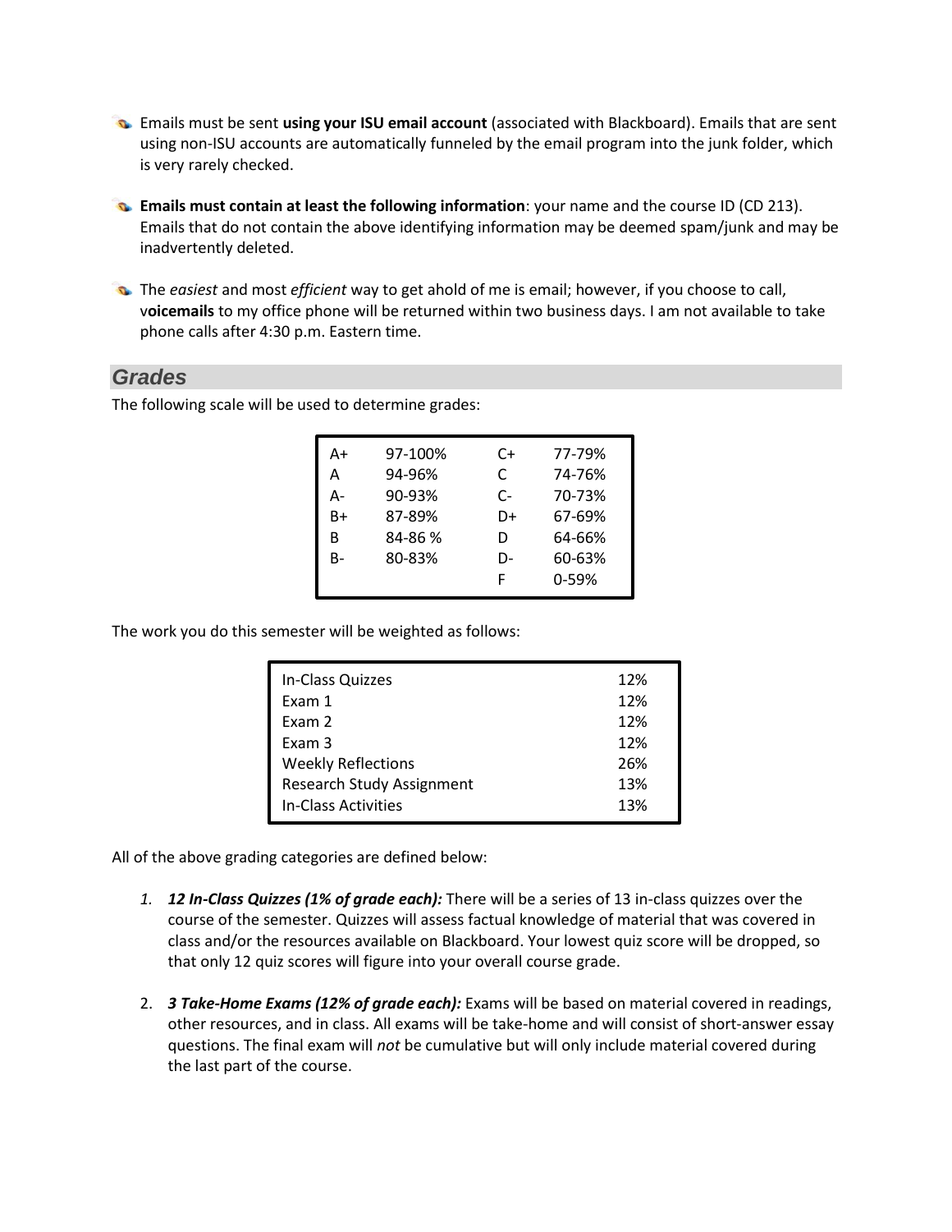- Emails must be sent **using your ISU email account** (associated with Blackboard). Emails that are sent using non-ISU accounts are automatically funneled by the email program into the junk folder, which is very rarely checked.

- **Emails must contain at least the following information**: your name and the course ID (CD 213). Emails that do not contain the above identifying information may be deemed spam/junk and may be inadvertently deleted.

- The *easiest* and most *efficient* way to get ahold of me is email; however, if you choose to call, v**oicemails** to my office phone will be returned within two business days. I am not available to take phone calls after 4:30 p.m. Eastern time.

## Grades

The following scale will be used to determine grades:

| | | | |
|---|---|---|---|
| A+ | 97-100% | C+ | 77-79% |
| A | 94-96% | C | 74-76% |
| A- | 90-93% | C- | 70-73% |
| B+ | 87-89% | D+ | 67-69% |
| B | 84-86 % | D | 64-66% |
| B- | 80-83% | D- | 60-63% |
| | | F | 0-59% |

The work you do this semester will be weighted as follows:

| | |
|---|---|
| In-Class Quizzes | 12% |
| Exam 1 | 12% |
| Exam 2 | 12% |
| Exam 3 | 12% |
| Weekly Reflections | 26% |
| Research Study Assignment | 13% |
| In-Class Activities | 13% |

All of the above grading categories are defined below:

1. ***12 In-Class Quizzes (1% of grade each):*** There will be a series of 13 in-class quizzes over the course of the semester. Quizzes will assess factual knowledge of material that was covered in class and/or the resources available on Blackboard. Your lowest quiz score will be dropped, so that only 12 quiz scores will figure into your overall course grade.

2. ***3 Take-Home Exams (12% of grade each):*** Exams will be based on material covered in readings, other resources, and in class. All exams will be take-home and will consist of short-answer essay questions. The final exam will *not* be cumulative but will only include material covered during the last part of the course.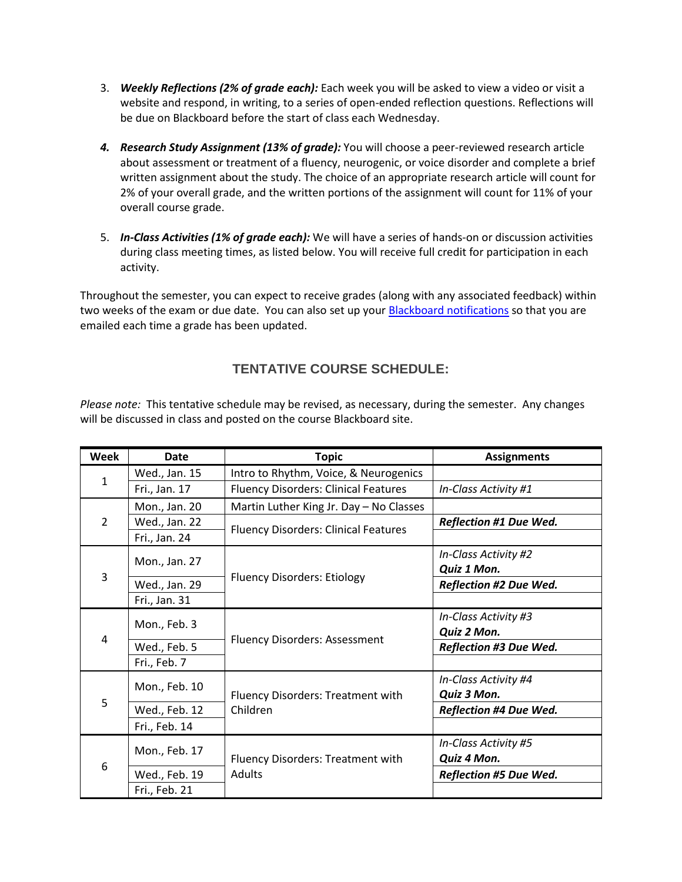3. ***Weekly Reflections (2% of grade each):*** Each week you will be asked to view a video or visit a website and respond, in writing, to a series of open-ended reflection questions. Reflections will be due on Blackboard before the start of class each Wednesday.

4. ***Research Study Assignment (13% of grade):*** You will choose a peer-reviewed research article about assessment or treatment of a fluency, neurogenic, or voice disorder and complete a brief written assignment about the study. The choice of an appropriate research article will count for 2% of your overall grade, and the written portions of the assignment will count for 11% of your overall course grade.

5. ***In-Class Activities (1% of grade each):*** We will have a series of hands-on or discussion activities during class meeting times, as listed below. You will receive full credit for participation in each activity.

Throughout the semester, you can expect to receive grades (along with any associated feedback) within two weeks of the exam or due date. You can also set up your [Blackboard notifications] so that you are emailed each time a grade has been updated.

## TENTATIVE COURSE SCHEDULE:

*Please note:* This tentative schedule may be revised, as necessary, during the semester. Any changes will be discussed in class and posted on the course Blackboard site.

| Week | Date | Topic | Assignments |
|---|---|---|---|
| 1 | Wed., Jan. 15 | Intro to Rhythm, Voice, & Neurogenics | |
| | Fri., Jan. 17 | Fluency Disorders: Clinical Features | *In-Class Activity #1* |
| 2 | Mon., Jan. 20 | Martin Luther King Jr. Day – No Classes | |
| | Wed., Jan. 22 | Fluency Disorders: Clinical Features | ***Reflection #1 Due Wed.*** |
| | Fri., Jan. 24 | | |
| 3 | Mon., Jan. 27 | Fluency Disorders: Etiology | *In-Class Activity #2* ***Quiz 1 Mon.*** |
| | Wed., Jan. 29 | | ***Reflection #2 Due Wed.*** |
| | Fri., Jan. 31 | | |
| 4 | Mon., Feb. 3 | Fluency Disorders: Assessment | *In-Class Activity #3* ***Quiz 2 Mon.*** |
| | Wed., Feb. 5 | | ***Reflection #3 Due Wed.*** |
| | Fri., Feb. 7 | | |
| 5 | Mon., Feb. 10 | Fluency Disorders: Treatment with Children | *In-Class Activity #4* ***Quiz 3 Mon.*** |
| | Wed., Feb. 12 | | ***Reflection #4 Due Wed.*** |
| | Fri., Feb. 14 | | |
| 6 | Mon., Feb. 17 | Fluency Disorders: Treatment with Adults | *In-Class Activity #5* ***Quiz 4 Mon.*** |
| | Wed., Feb. 19 | | ***Reflection #5 Due Wed.*** |
| | Fri., Feb. 21 | | |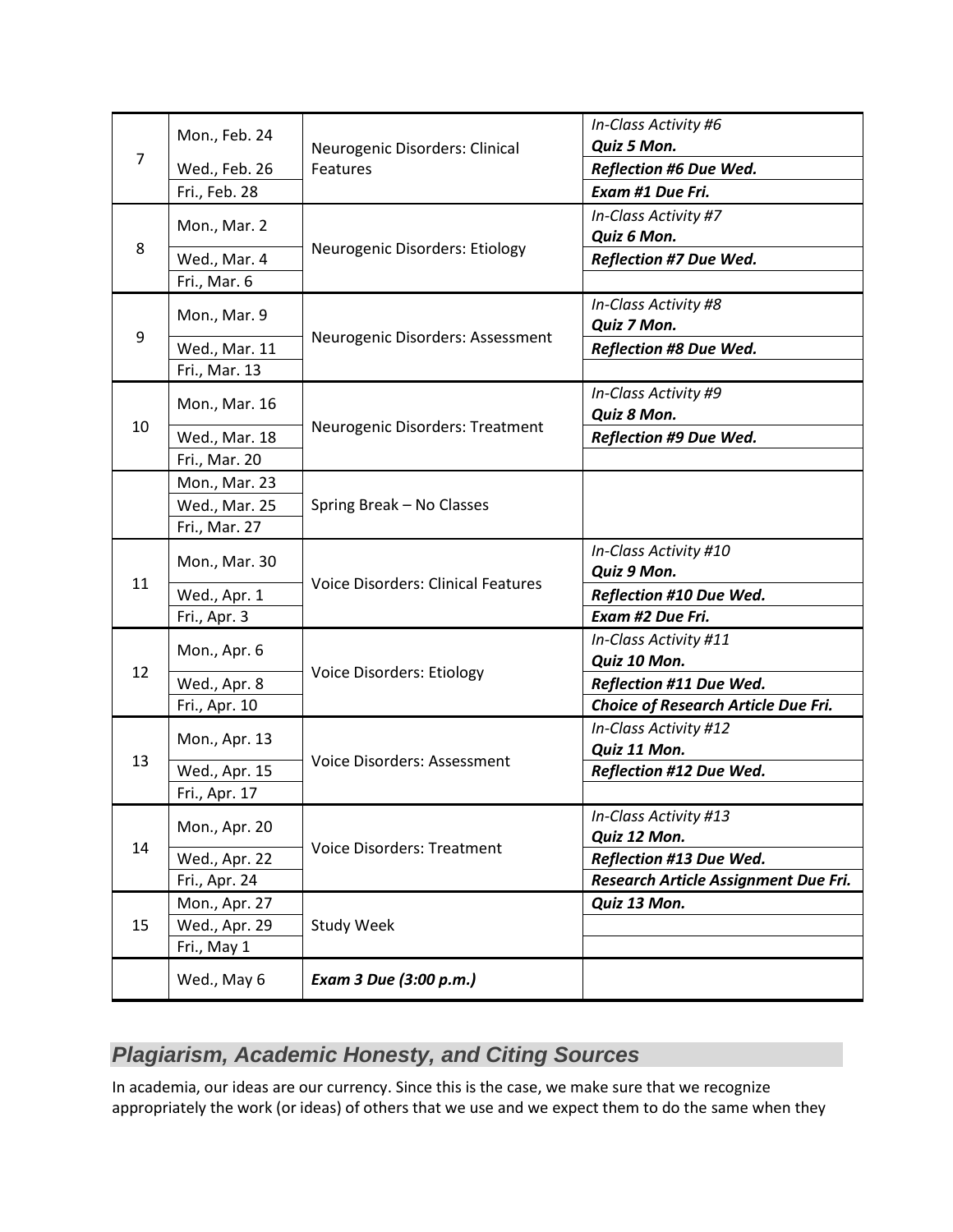| | | | |
|---|---|---|---|
| 7 | Mon., Feb. 24 | Neurogenic Disorders: Clinical Features | *In-Class Activity #6* ***Quiz 5 Mon.*** |
| | Wed., Feb. 26 | | ***Reflection #6 Due Wed.*** |
| | Fri., Feb. 28 | | ***Exam #1 Due Fri.*** |
| 8 | Mon., Mar. 2 | Neurogenic Disorders: Etiology | *In-Class Activity #7* ***Quiz 6 Mon.*** |
| | Wed., Mar. 4 | | ***Reflection #7 Due Wed.*** |
| | Fri., Mar. 6 | | |
| 9 | Mon., Mar. 9 | Neurogenic Disorders: Assessment | *In-Class Activity #8* ***Quiz 7 Mon.*** |
| | Wed., Mar. 11 | | ***Reflection #8 Due Wed.*** |
| | Fri., Mar. 13 | | |
| 10 | Mon., Mar. 16 | Neurogenic Disorders: Treatment | *In-Class Activity #9* ***Quiz 8 Mon.*** |
| | Wed., Mar. 18 | | ***Reflection #9 Due Wed.*** |
| | Fri., Mar. 20 | | |
| | Mon., Mar. 23 | Spring Break – No Classes | |
| | Wed., Mar. 25 | | |
| | Fri., Mar. 27 | | |
| 11 | Mon., Mar. 30 | Voice Disorders: Clinical Features | *In-Class Activity #10* ***Quiz 9 Mon.*** |
| | Wed., Apr. 1 | | ***Reflection #10 Due Wed.*** |
| | Fri., Apr. 3 | | ***Exam #2 Due Fri.*** |
| 12 | Mon., Apr. 6 | Voice Disorders: Etiology | *In-Class Activity #11* ***Quiz 10 Mon.*** |
| | Wed., Apr. 8 | | ***Reflection #11 Due Wed.*** |
| | Fri., Apr. 10 | | ***Choice of Research Article Due Fri.*** |
| 13 | Mon., Apr. 13 | Voice Disorders: Assessment | *In-Class Activity #12* ***Quiz 11 Mon.*** |
| | Wed., Apr. 15 | | ***Reflection #12 Due Wed.*** |
| | Fri., Apr. 17 | | |
| 14 | Mon., Apr. 20 | Voice Disorders: Treatment | *In-Class Activity #13* ***Quiz 12 Mon.*** |
| | Wed., Apr. 22 | | ***Reflection #13 Due Wed.*** |
| | Fri., Apr. 24 | | ***Research Article Assignment Due Fri.*** |
| 15 | Mon., Apr. 27 | Study Week | ***Quiz 13 Mon.*** |
| | Wed., Apr. 29 | | |
| | Fri., May 1 | | |
| | Wed., May 6 | ***Exam 3 Due (3:00 p.m.)*** | |

## *Plagiarism, Academic Honesty, and Citing Sources*

In academia, our ideas are our currency. Since this is the case, we make sure that we recognize appropriately the work (or ideas) of others that we use and we expect them to do the same when they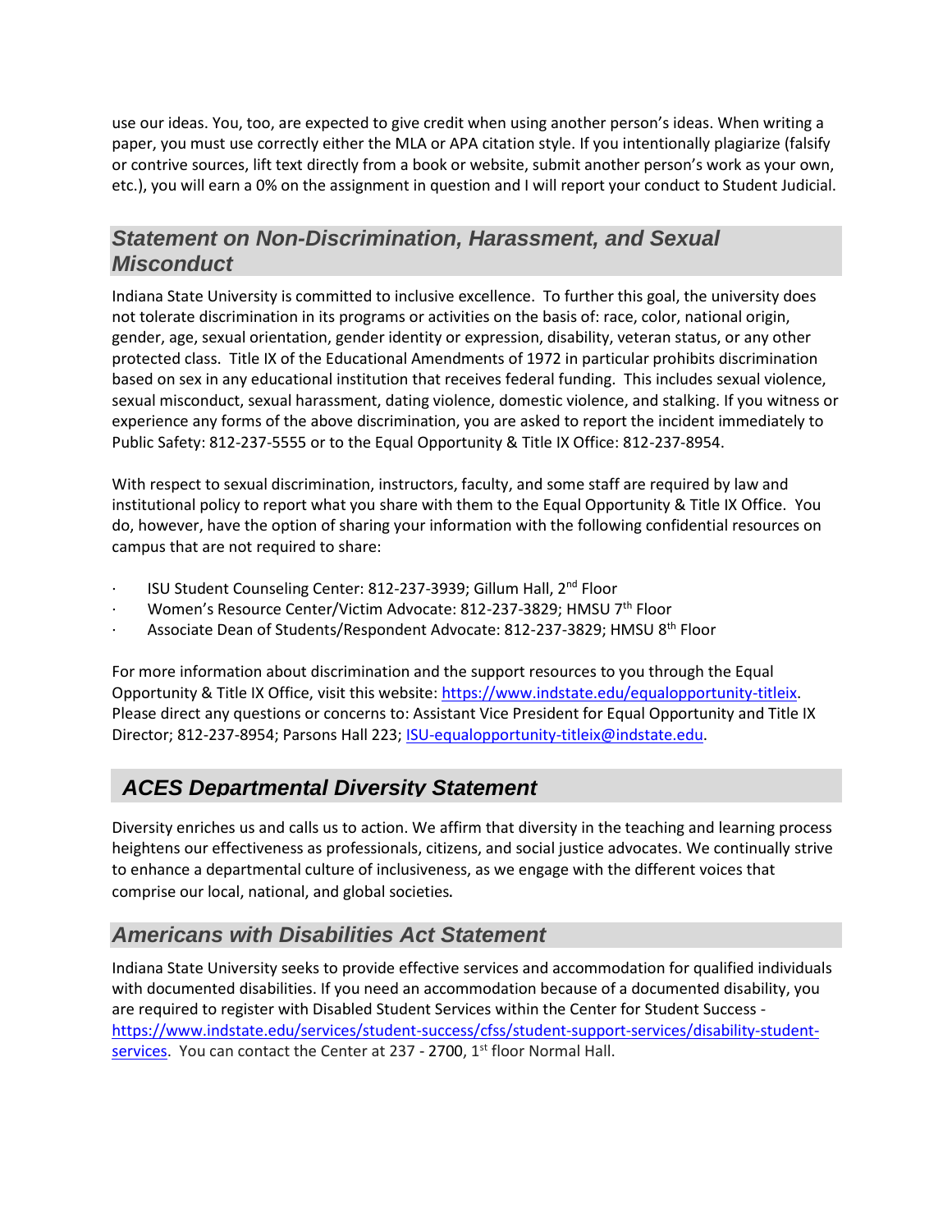use our ideas. You, too, are expected to give credit when using another person's ideas. When writing a paper, you must use correctly either the MLA or APA citation style. If you intentionally plagiarize (falsify or contrive sources, lift text directly from a book or website, submit another person's work as your own, etc.), you will earn a 0% on the assignment in question and I will report your conduct to Student Judicial.

## *Statement on Non-Discrimination, Harassment, and Sexual Misconduct*

Indiana State University is committed to inclusive excellence. To further this goal, the university does not tolerate discrimination in its programs or activities on the basis of: race, color, national origin, gender, age, sexual orientation, gender identity or expression, disability, veteran status, or any other protected class. Title IX of the Educational Amendments of 1972 in particular prohibits discrimination based on sex in any educational institution that receives federal funding. This includes sexual violence, sexual misconduct, sexual harassment, dating violence, domestic violence, and stalking. If you witness or experience any forms of the above discrimination, you are asked to report the incident immediately to Public Safety: 812-237-5555 or to the Equal Opportunity & Title IX Office: 812-237-8954.

With respect to sexual discrimination, instructors, faculty, and some staff are required by law and institutional policy to report what you share with them to the Equal Opportunity & Title IX Office. You do, however, have the option of sharing your information with the following confidential resources on campus that are not required to share:

- ISU Student Counseling Center: 812-237-3939; Gillum Hall, 2nd Floor
- Women's Resource Center/Victim Advocate: 812-237-3829; HMSU 7th Floor
- Associate Dean of Students/Respondent Advocate: 812-237-3829; HMSU 8th Floor

For more information about discrimination and the support resources to you through the Equal Opportunity & Title IX Office, visit this website: https://www.indstate.edu/equalopportunity-titleix. Please direct any questions or concerns to: Assistant Vice President for Equal Opportunity and Title IX Director; 812-237-8954; Parsons Hall 223; ISU-equalopportunity-titleix@indstate.edu.

## *ACES Departmental Diversity Statement*

Diversity enriches us and calls us to action. We affirm that diversity in the teaching and learning process heightens our effectiveness as professionals, citizens, and social justice advocates. We continually strive to enhance a departmental culture of inclusiveness, as we engage with the different voices that comprise our local, national, and global societies.

## *Americans with Disabilities Act Statement*

Indiana State University seeks to provide effective services and accommodation for qualified individuals with documented disabilities. If you need an accommodation because of a documented disability, you are required to register with Disabled Student Services within the Center for Student Success - https://www.indstate.edu/services/student-success/cfss/student-support-services/disability-student-services. You can contact the Center at 237 - 2700, 1st floor Normal Hall.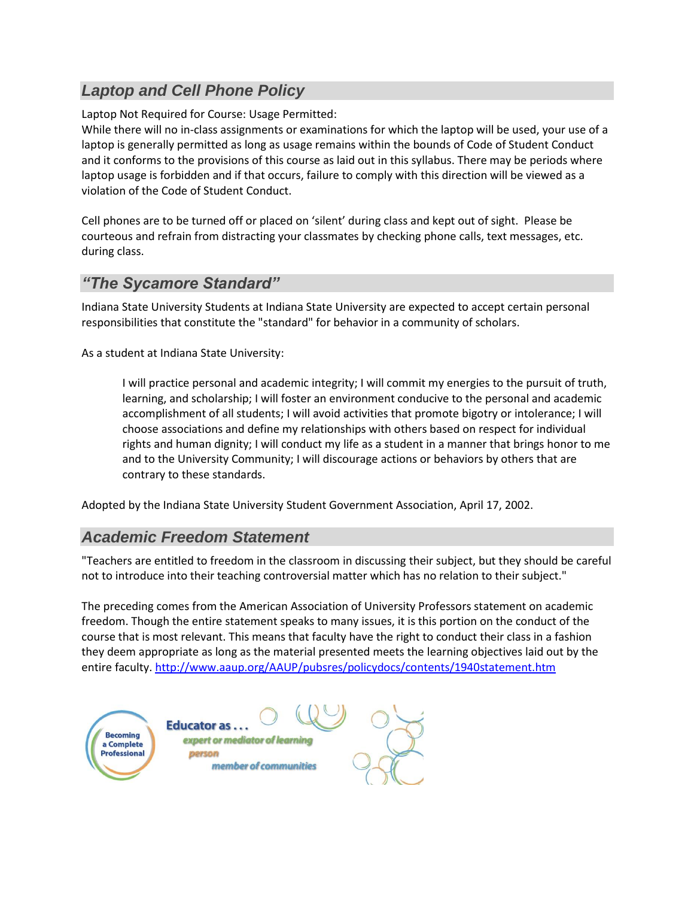## *Laptop and Cell Phone Policy*

Laptop Not Required for Course: Usage Permitted:
While there will no in-class assignments or examinations for which the laptop will be used, your use of a laptop is generally permitted as long as usage remains within the bounds of Code of Student Conduct and it conforms to the provisions of this course as laid out in this syllabus. There may be periods where laptop usage is forbidden and if that occurs, failure to comply with this direction will be viewed as a violation of the Code of Student Conduct.

Cell phones are to be turned off or placed on 'silent' during class and kept out of sight. Please be courteous and refrain from distracting your classmates by checking phone calls, text messages, etc. during class.

## *"The Sycamore Standard"*

Indiana State University Students at Indiana State University are expected to accept certain personal responsibilities that constitute the "standard" for behavior in a community of scholars.

As a student at Indiana State University:

> I will practice personal and academic integrity; I will commit my energies to the pursuit of truth, learning, and scholarship; I will foster an environment conducive to the personal and academic accomplishment of all students; I will avoid activities that promote bigotry or intolerance; I will choose associations and define my relationships with others based on respect for individual rights and human dignity; I will conduct my life as a student in a manner that brings honor to me and to the University Community; I will discourage actions or behaviors by others that are contrary to these standards.

Adopted by the Indiana State University Student Government Association, April 17, 2002.

## *Academic Freedom Statement*

"Teachers are entitled to freedom in the classroom in discussing their subject, but they should be careful not to introduce into their teaching controversial matter which has no relation to their subject."

The preceding comes from the American Association of University Professors statement on academic freedom. Though the entire statement speaks to many issues, it is this portion on the conduct of the course that is most relevant. This means that faculty have the right to conduct their class in a fashion they deem appropriate as long as the material presented meets the learning objectives laid out by the entire faculty. http://www.aaup.org/AAUP/pubsres/policydocs/contents/1940statement.htm

Becoming a Complete Professional

Educator as . . .
expert or mediator of learning
person
member of communities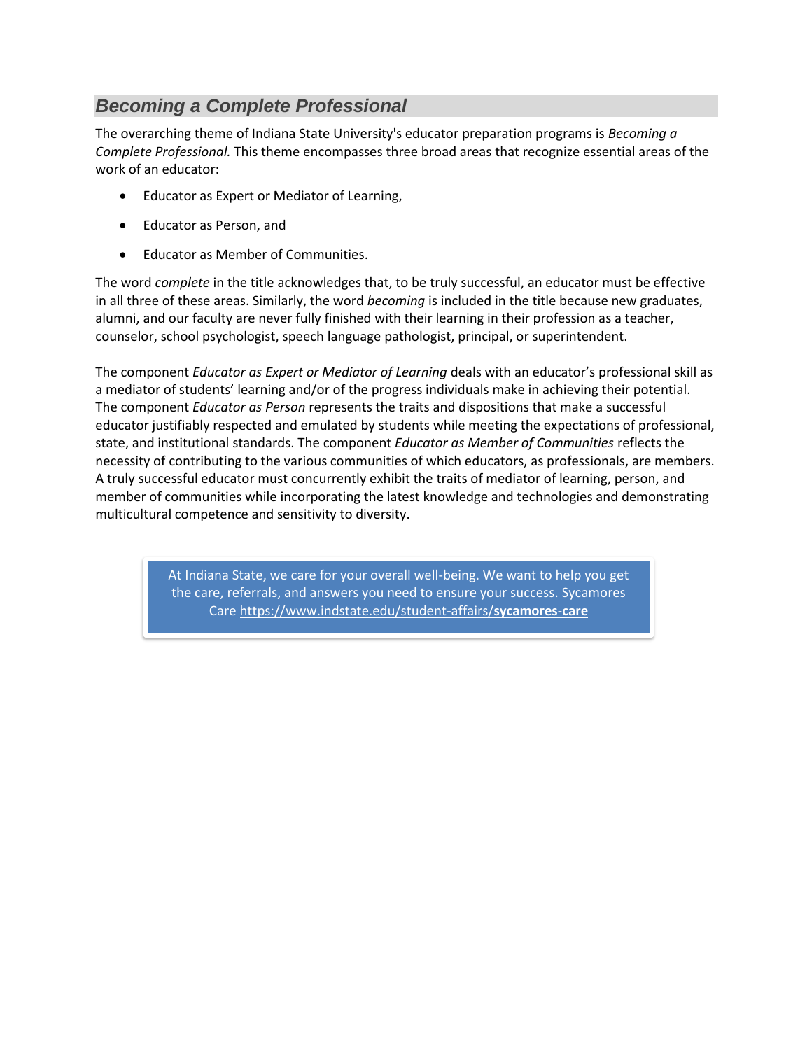## *Becoming a Complete Professional*

The overarching theme of Indiana State University's educator preparation programs is *Becoming a Complete Professional.* This theme encompasses three broad areas that recognize essential areas of the work of an educator:

- Educator as Expert or Mediator of Learning,
- Educator as Person, and
- Educator as Member of Communities.

The word *complete* in the title acknowledges that, to be truly successful, an educator must be effective in all three of these areas. Similarly, the word *becoming* is included in the title because new graduates, alumni, and our faculty are never fully finished with their learning in their profession as a teacher, counselor, school psychologist, speech language pathologist, principal, or superintendent.

The component *Educator as Expert or Mediator of Learning* deals with an educator's professional skill as a mediator of students' learning and/or of the progress individuals make in achieving their potential. The component *Educator as Person* represents the traits and dispositions that make a successful educator justifiably respected and emulated by students while meeting the expectations of professional, state, and institutional standards. The component *Educator as Member of Communities* reflects the necessity of contributing to the various communities of which educators, as professionals, are members. A truly successful educator must concurrently exhibit the traits of mediator of learning, person, and member of communities while incorporating the latest knowledge and technologies and demonstrating multicultural competence and sensitivity to diversity.

At Indiana State, we care for your overall well-being. We want to help you get the care, referrals, and answers you need to ensure your success. Sycamores Care https://www.indstate.edu/student-affairs/**sycamores-care**